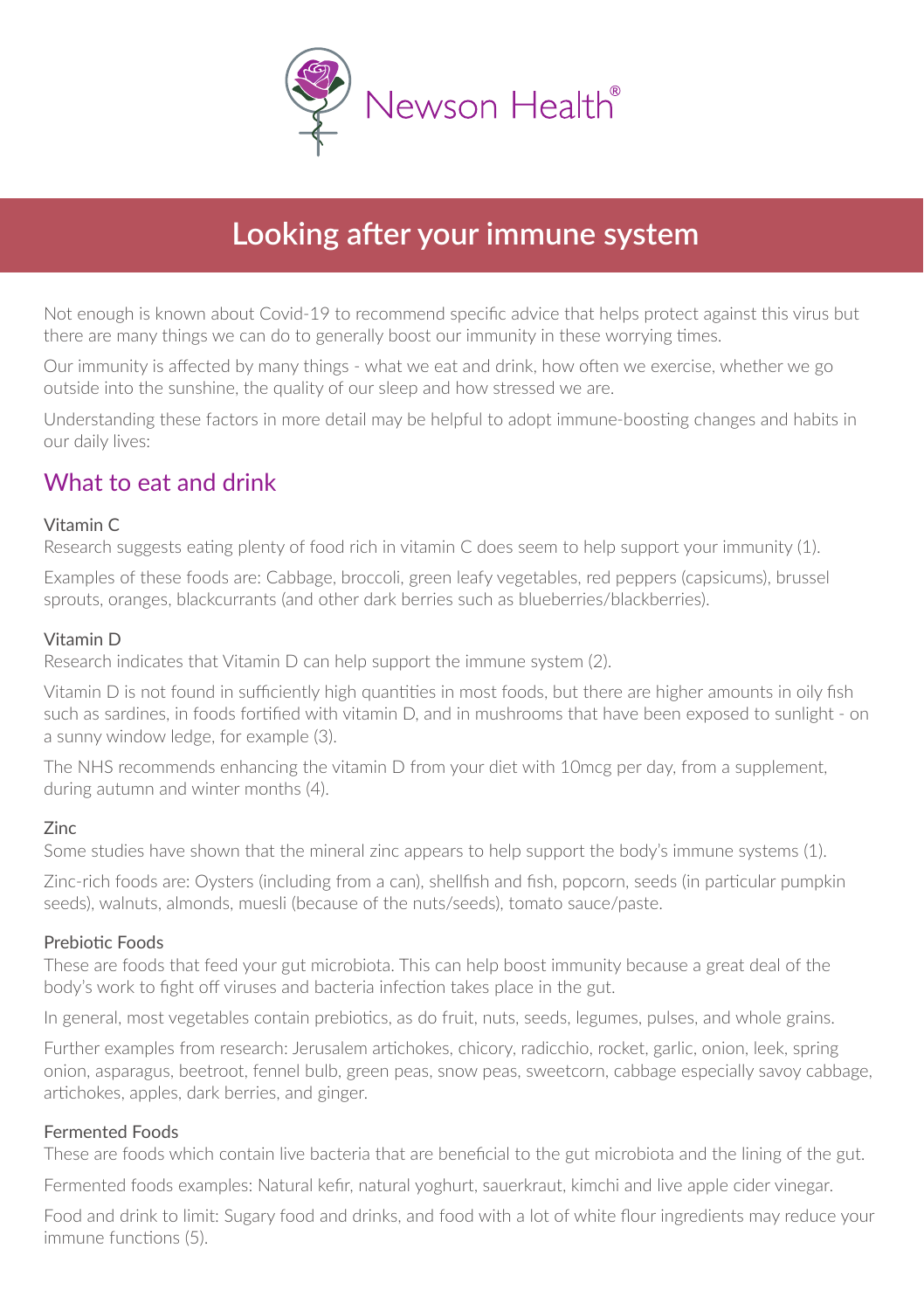Newson Health®

# Looking after your immune system

Not enough is known about Covid-19 to recommend specific advice that helps protect against this virus but there are many things we can do to generally boost our immunity in these worrying times.

Our immunity is affected by many things - what we eat and drink, how often we exercise, whether we go outside into the sunshine, the quality of our sleep and how stressed we are.

Understanding these factors in more detail may be helpful to adopt immune-boosting changes and habits in our daily lives:

## What to eat and drink

### Vitamin C

Research suggests eating plenty of food rich in vitamin C does seem to help support your immunity (1).

Examples of these foods are: Cabbage, broccoli, green leafy vegetables, red peppers (capsicums), brussel sprouts, oranges, blackcurrants (and other dark berries such as blueberries/blackberries).

### Vitamin D

Research indicates that Vitamin D can help support the immune system (2).

Vitamin D is not found in sufficiently high quantities in most foods, but there are higher amounts in oily fish such as sardines, in foods fortified with vitamin D, and in mushrooms that have been exposed to sunlight - on a sunny window ledge, for example (3).

The NHS recommends enhancing the vitamin D from your diet with 10mcg per day, from a supplement, during autumn and winter months (4).

### Zinc

Some studies have shown that the mineral zinc appears to help support the body's immune systems (1).

Zinc-rich foods are: Oysters (including from a can), shellfish and fish, popcorn, seeds (in particular pumpkin seeds), walnuts, almonds, muesli (because of the nuts/seeds), tomato sauce/paste.

### Prebiotic Foods

These are foods that feed your gut microbiota. This can help boost immunity because a great deal of the body's work to fight off viruses and bacteria infection takes place in the gut.

In general, most vegetables contain prebiotics, as do fruit, nuts, seeds, legumes, pulses, and whole grains.

Further examples from research: Jerusalem artichokes, chicory, radicchio, rocket, garlic, onion, leek, spring onion, asparagus, beetroot, fennel bulb, green peas, snow peas, sweetcorn, cabbage especially savoy cabbage, artichokes, apples, dark berries, and ginger.

### Fermented Foods

These are foods which contain live bacteria that are beneficial to the gut microbiota and the lining of the gut.

Fermented foods examples: Natural kefir, natural yoghurt, sauerkraut, kimchi and live apple cider vinegar.

Food and drink to limit: Sugary food and drinks, and food with a lot of white flour ingredients may reduce your immune functions (5).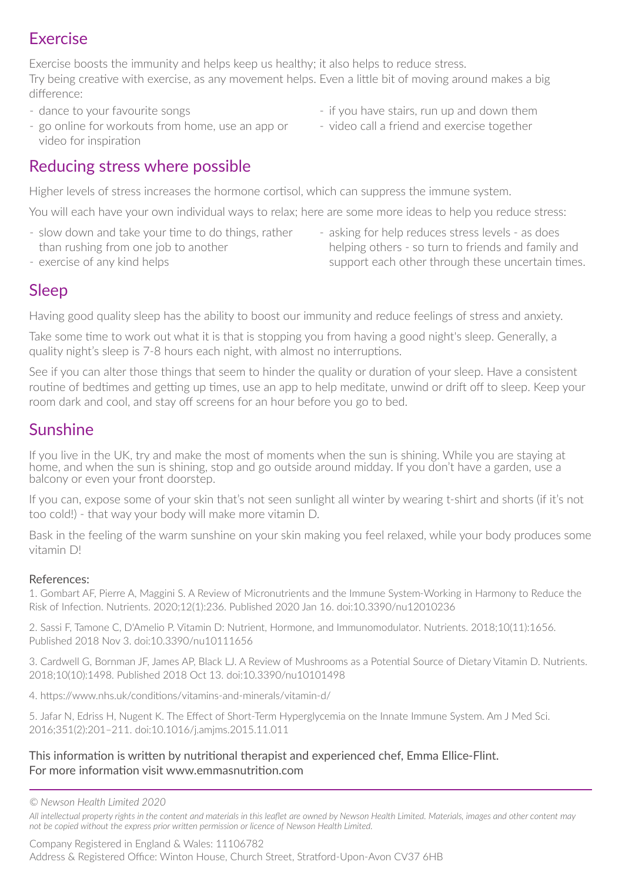## Exercise

Exercise boosts the immunity and helps keep us healthy; it also helps to reduce stress.
Try being creative with exercise, as any movement helps. Even a little bit of moving around makes a big difference:

- dance to your favourite songs
- go online for workouts from home, use an app or video for inspiration
- if you have stairs, run up and down them
- video call a friend and exercise together

## Reducing stress where possible

Higher levels of stress increases the hormone cortisol, which can suppress the immune system.

You will each have your own individual ways to relax; here are some more ideas to help you reduce stress:

- slow down and take your time to do things, rather than rushing from one job to another
- exercise of any kind helps
- asking for help reduces stress levels - as does helping others - so turn to friends and family and support each other through these uncertain times.

## Sleep

Having good quality sleep has the ability to boost our immunity and reduce feelings of stress and anxiety.

Take some time to work out what it is that is stopping you from having a good night's sleep. Generally, a quality night's sleep is 7-8 hours each night, with almost no interruptions.

See if you can alter those things that seem to hinder the quality or duration of your sleep. Have a consistent routine of bedtimes and getting up times, use an app to help meditate, unwind or drift off to sleep. Keep your room dark and cool, and stay off screens for an hour before you go to bed.

## Sunshine

If you live in the UK, try and make the most of moments when the sun is shining. While you are staying at home, and when the sun is shining, stop and go outside around midday. If you don't have a garden, use a balcony or even your front doorstep.

If you can, expose some of your skin that's not seen sunlight all winter by wearing t-shirt and shorts (if it's not too cold!) - that way your body will make more vitamin D.

Bask in the feeling of the warm sunshine on your skin making you feel relaxed, while your body produces some vitamin D!

### References:

1. Gombart AF, Pierre A, Maggini S. A Review of Micronutrients and the Immune System-Working in Harmony to Reduce the Risk of Infection. Nutrients. 2020;12(1):236. Published 2020 Jan 16. doi:10.3390/nu12010236

2. Sassi F, Tamone C, D'Amelio P. Vitamin D: Nutrient, Hormone, and Immunomodulator. Nutrients. 2018;10(11):1656. Published 2018 Nov 3. doi:10.3390/nu10111656

3. Cardwell G, Bornman JF, James AP, Black LJ. A Review of Mushrooms as a Potential Source of Dietary Vitamin D. Nutrients. 2018;10(10):1498. Published 2018 Oct 13. doi:10.3390/nu10101498

4. https://www.nhs.uk/conditions/vitamins-and-minerals/vitamin-d/

5. Jafar N, Edriss H, Nugent K. The Effect of Short-Term Hyperglycemia on the Innate Immune System. Am J Med Sci. 2016;351(2):201–211. doi:10.1016/j.amjms.2015.11.011

This information is written by nutritional therapist and experienced chef, Emma Ellice-Flint.
For more information visit www.emmasnutrition.com

---

*© Newson Health Limited 2020*

*All intellectual property rights in the content and materials in this leaflet are owned by Newson Health Limited. Materials, images and other content may not be copied without the express prior written permission or licence of Newson Health Limited.*

Company Registered in England & Wales: 11106782
Address & Registered Office: Winton House, Church Street, Stratford-Upon-Avon CV37 6HB